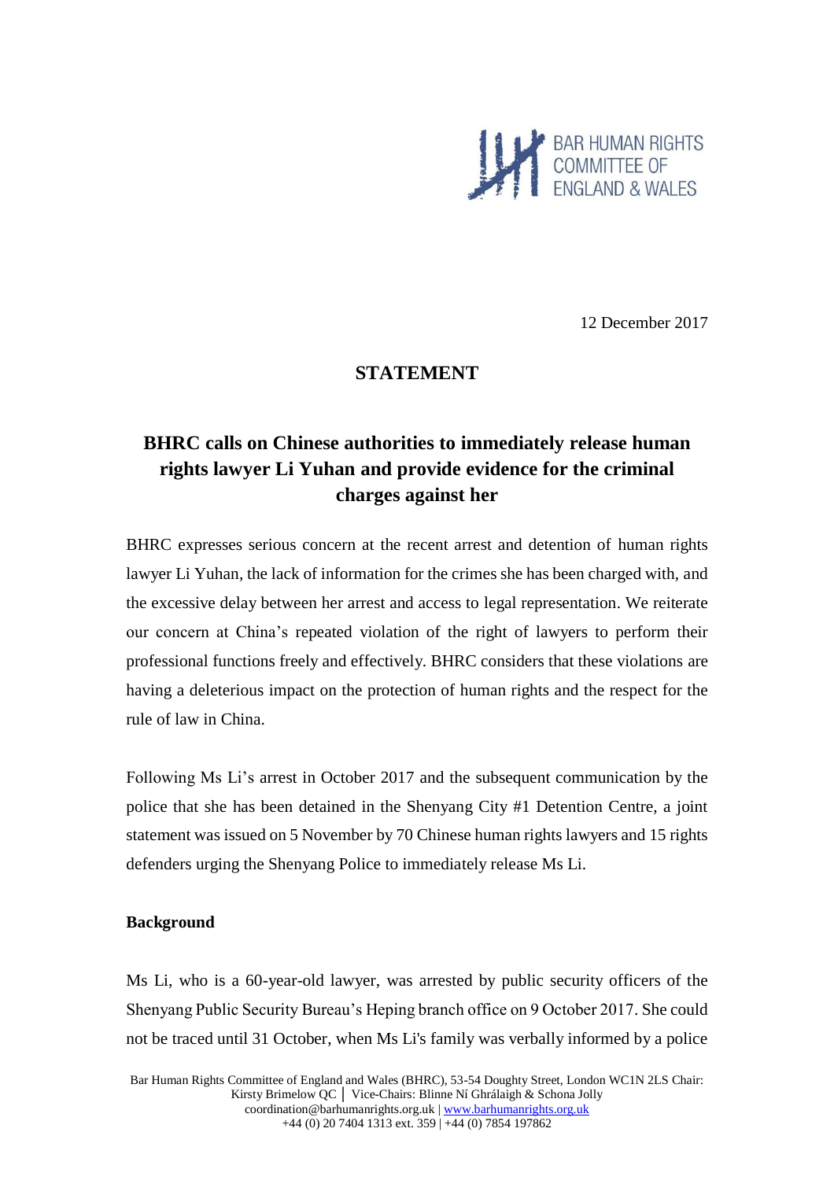BAR HUMAN RIGHTS COMMITTEE OF ENGLAND & WALES

12 December 2017

## STATEMENT

## BHRC calls on Chinese authorities to immediately release human rights lawyer Li Yuhan and provide evidence for the criminal charges against her

BHRC expresses serious concern at the recent arrest and detention of human rights lawyer Li Yuhan, the lack of information for the crimes she has been charged with, and the excessive delay between her arrest and access to legal representation. We reiterate our concern at China's repeated violation of the right of lawyers to perform their professional functions freely and effectively. BHRC considers that these violations are having a deleterious impact on the protection of human rights and the respect for the rule of law in China.

Following Ms Li's arrest in October 2017 and the subsequent communication by the police that she has been detained in the Shenyang City #1 Detention Centre, a joint statement was issued on 5 November by 70 Chinese human rights lawyers and 15 rights defenders urging the Shenyang Police to immediately release Ms Li.

**Background**

Ms Li, who is a 60-year-old lawyer, was arrested by public security officers of the Shenyang Public Security Bureau's Heping branch office on 9 October 2017. She could not be traced until 31 October, when Ms Li's family was verbally informed by a police

Bar Human Rights Committee of England and Wales (BHRC), 53-54 Doughty Street, London WC1N 2LS Chair: Kirsty Brimelow QC │ Vice-Chairs: Blinne Ní Ghrálaigh & Schona Jolly
coordination@barhumanrights.org.uk | www.barhumanrights.org.uk
+44 (0) 20 7404 1313 ext. 359 | +44 (0) 7854 197862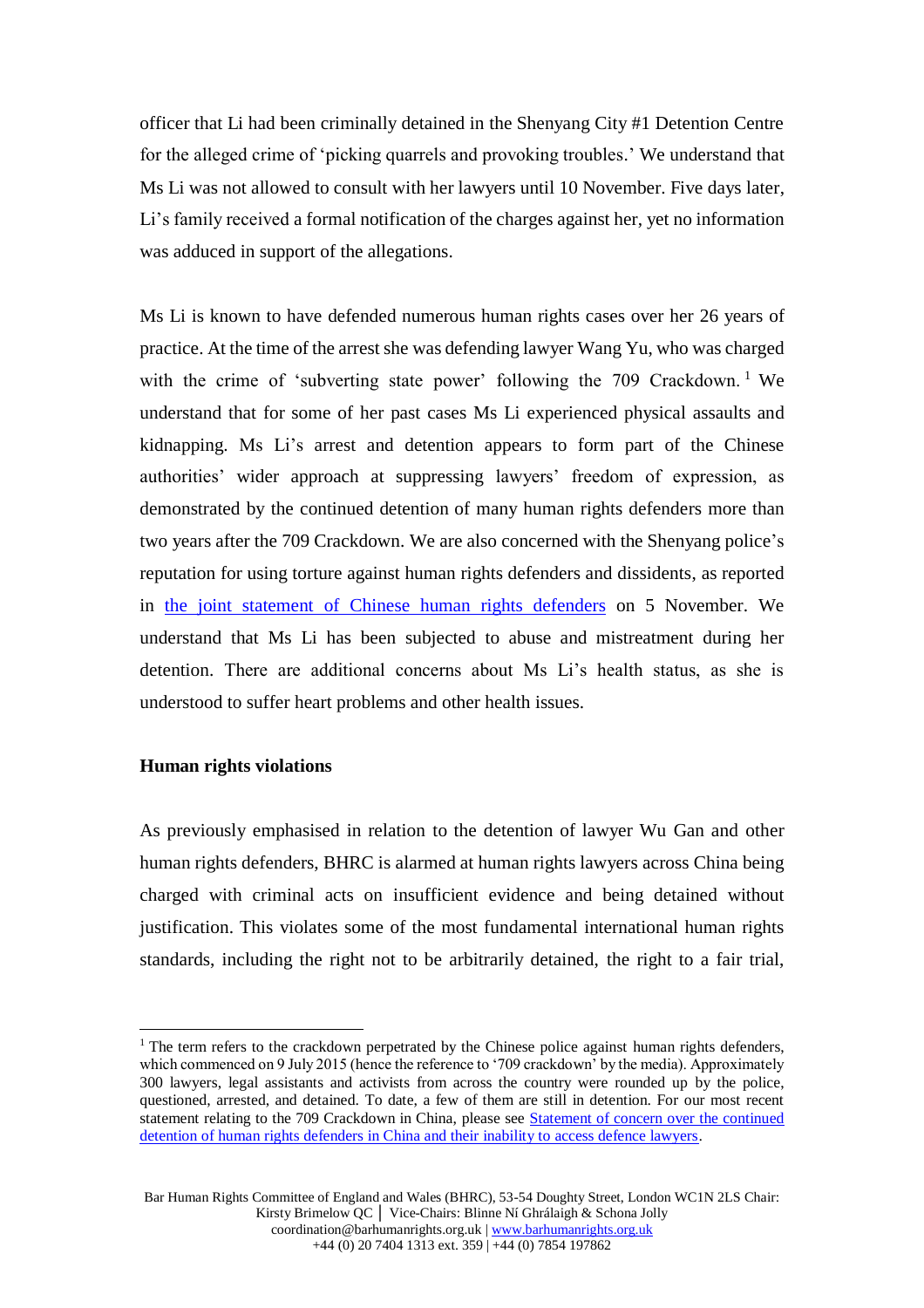officer that Li had been criminally detained in the Shenyang City #1 Detention Centre for the alleged crime of 'picking quarrels and provoking troubles.' We understand that Ms Li was not allowed to consult with her lawyers until 10 November. Five days later, Li's family received a formal notification of the charges against her, yet no information was adduced in support of the allegations.

Ms Li is known to have defended numerous human rights cases over her 26 years of practice. At the time of the arrest she was defending lawyer Wang Yu, who was charged with the crime of 'subverting state power' following the 709 Crackdown.[1] We understand that for some of her past cases Ms Li experienced physical assaults and kidnapping. Ms Li's arrest and detention appears to form part of the Chinese authorities' wider approach at suppressing lawyers' freedom of expression, as demonstrated by the continued detention of many human rights defenders more than two years after the 709 Crackdown. We are also concerned with the Shenyang police's reputation for using torture against human rights defenders and dissidents, as reported in the joint statement of Chinese human rights defenders on 5 November. We understand that Ms Li has been subjected to abuse and mistreatment during her detention. There are additional concerns about Ms Li's health status, as she is understood to suffer heart problems and other health issues.

**Human rights violations**

As previously emphasised in relation to the detention of lawyer Wu Gan and other human rights defenders, BHRC is alarmed at human rights lawyers across China being charged with criminal acts on insufficient evidence and being detained without justification. This violates some of the most fundamental international human rights standards, including the right not to be arbitrarily detained, the right to a fair trial,

[1] The term refers to the crackdown perpetrated by the Chinese police against human rights defenders, which commenced on 9 July 2015 (hence the reference to '709 crackdown' by the media). Approximately 300 lawyers, legal assistants and activists from across the country were rounded up by the police, questioned, arrested, and detained. To date, a few of them are still in detention. For our most recent statement relating to the 709 Crackdown in China, please see Statement of concern over the continued detention of human rights defenders in China and their inability to access defence lawyers.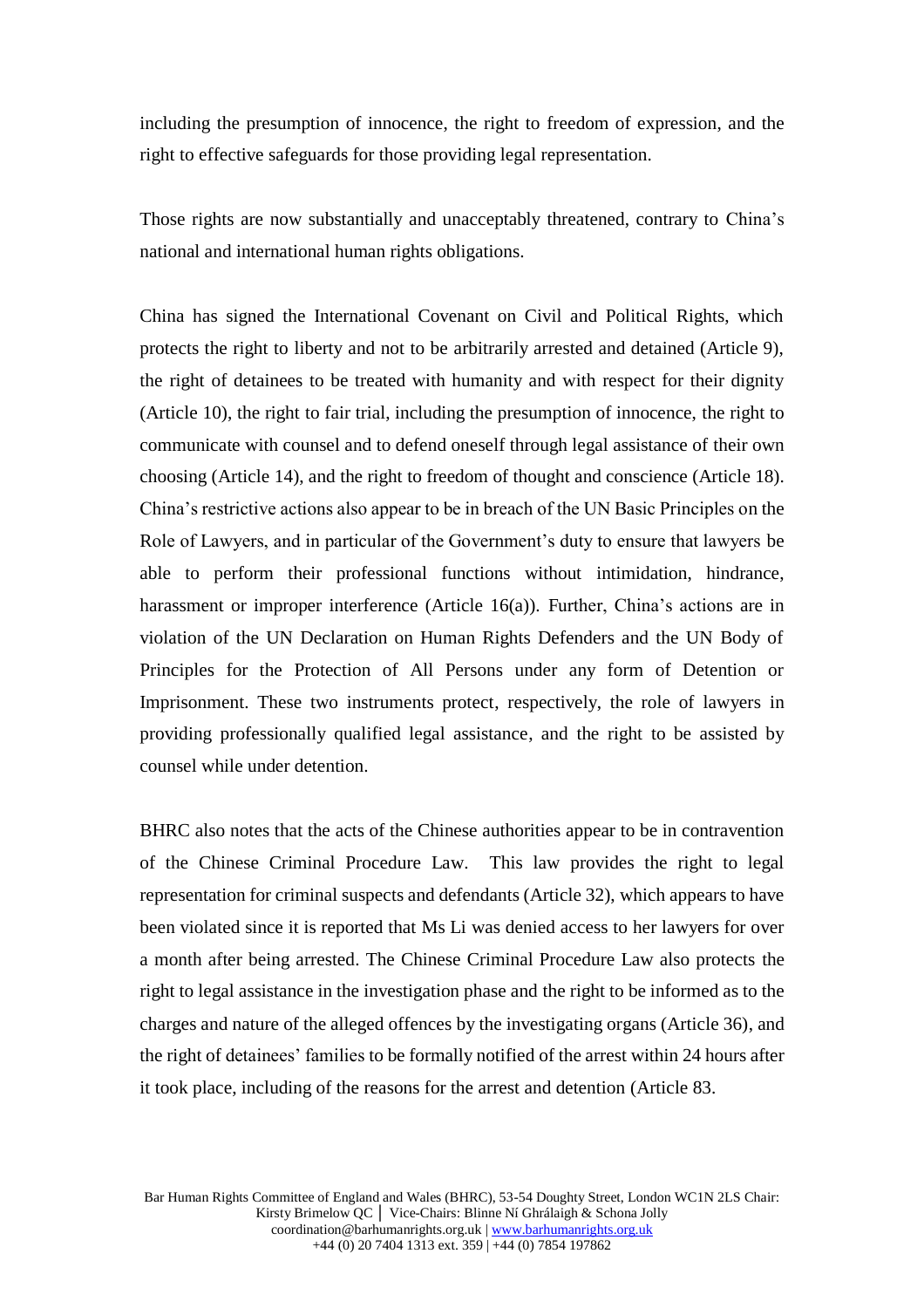including the presumption of innocence, the right to freedom of expression, and the right to effective safeguards for those providing legal representation.

Those rights are now substantially and unacceptably threatened, contrary to China's national and international human rights obligations.

China has signed the International Covenant on Civil and Political Rights, which protects the right to liberty and not to be arbitrarily arrested and detained (Article 9), the right of detainees to be treated with humanity and with respect for their dignity (Article 10), the right to fair trial, including the presumption of innocence, the right to communicate with counsel and to defend oneself through legal assistance of their own choosing (Article 14), and the right to freedom of thought and conscience (Article 18). China's restrictive actions also appear to be in breach of the UN Basic Principles on the Role of Lawyers, and in particular of the Government's duty to ensure that lawyers be able to perform their professional functions without intimidation, hindrance, harassment or improper interference (Article 16(a)). Further, China's actions are in violation of the UN Declaration on Human Rights Defenders and the UN Body of Principles for the Protection of All Persons under any form of Detention or Imprisonment. These two instruments protect, respectively, the role of lawyers in providing professionally qualified legal assistance, and the right to be assisted by counsel while under detention.

BHRC also notes that the acts of the Chinese authorities appear to be in contravention of the Chinese Criminal Procedure Law. This law provides the right to legal representation for criminal suspects and defendants (Article 32), which appears to have been violated since it is reported that Ms Li was denied access to her lawyers for over a month after being arrested. The Chinese Criminal Procedure Law also protects the right to legal assistance in the investigation phase and the right to be informed as to the charges and nature of the alleged offences by the investigating organs (Article 36), and the right of detainees' families to be formally notified of the arrest within 24 hours after it took place, including of the reasons for the arrest and detention (Article 83.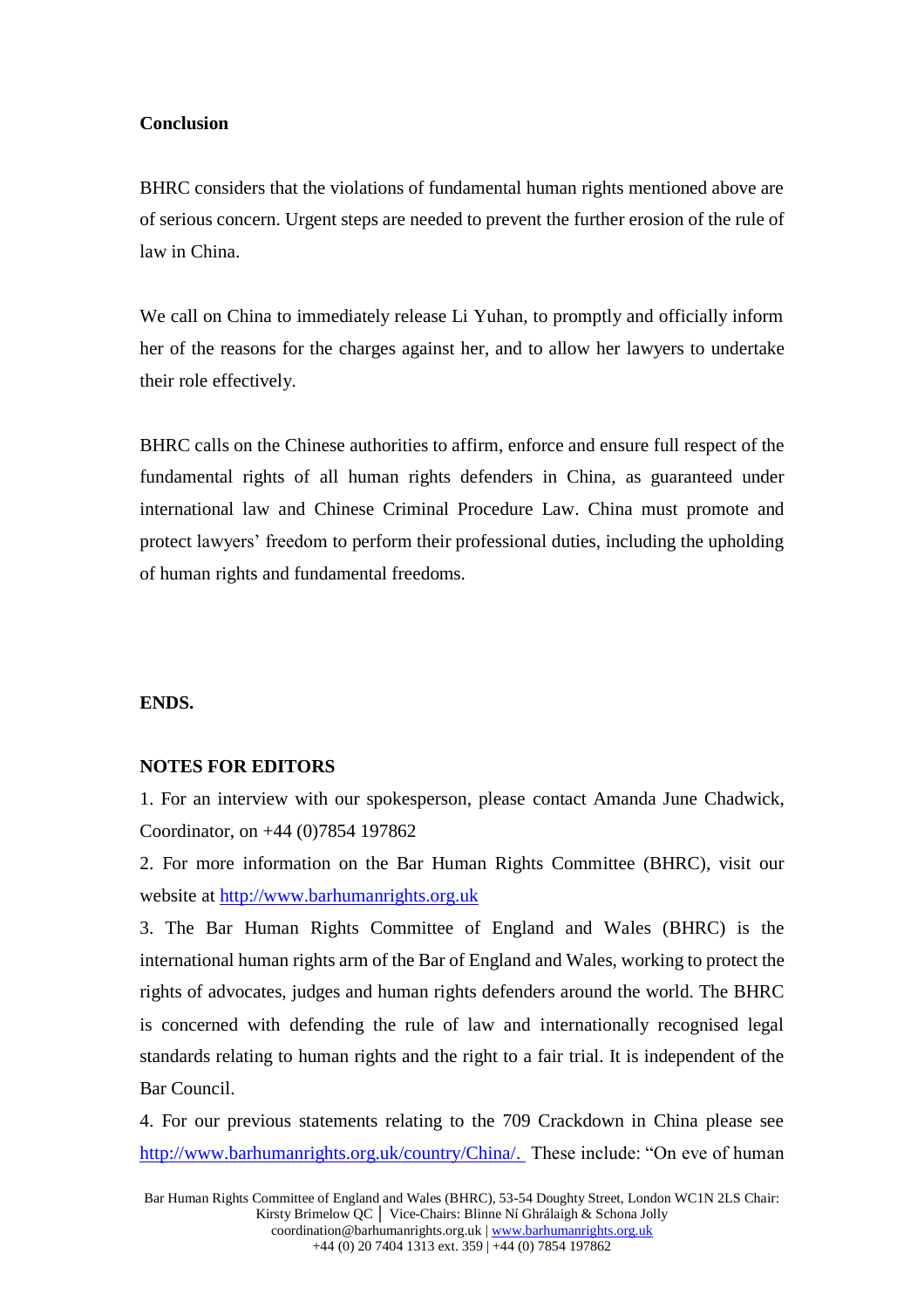**Conclusion**

BHRC considers that the violations of fundamental human rights mentioned above are of serious concern. Urgent steps are needed to prevent the further erosion of the rule of law in China.

We call on China to immediately release Li Yuhan, to promptly and officially inform her of the reasons for the charges against her, and to allow her lawyers to undertake their role effectively.

BHRC calls on the Chinese authorities to affirm, enforce and ensure full respect of the fundamental rights of all human rights defenders in China, as guaranteed under international law and Chinese Criminal Procedure Law. China must promote and protect lawyers' freedom to perform their professional duties, including the upholding of human rights and fundamental freedoms.

**ENDS.**

**NOTES FOR EDITORS**

1. For an interview with our spokesperson, please contact Amanda June Chadwick, Coordinator, on +44 (0)7854 197862

2. For more information on the Bar Human Rights Committee (BHRC), visit our website at [http://www.barhumanrights.org.uk](http://www.barhumanrights.org.uk)

3. The Bar Human Rights Committee of England and Wales (BHRC) is the international human rights arm of the Bar of England and Wales, working to protect the rights of advocates, judges and human rights defenders around the world. The BHRC is concerned with defending the rule of law and internationally recognised legal standards relating to human rights and the right to a fair trial. It is independent of the Bar Council.

4. For our previous statements relating to the 709 Crackdown in China please see [http://www.barhumanrights.org.uk/country/China/.](http://www.barhumanrights.org.uk/country/China/) These include: "On eve of human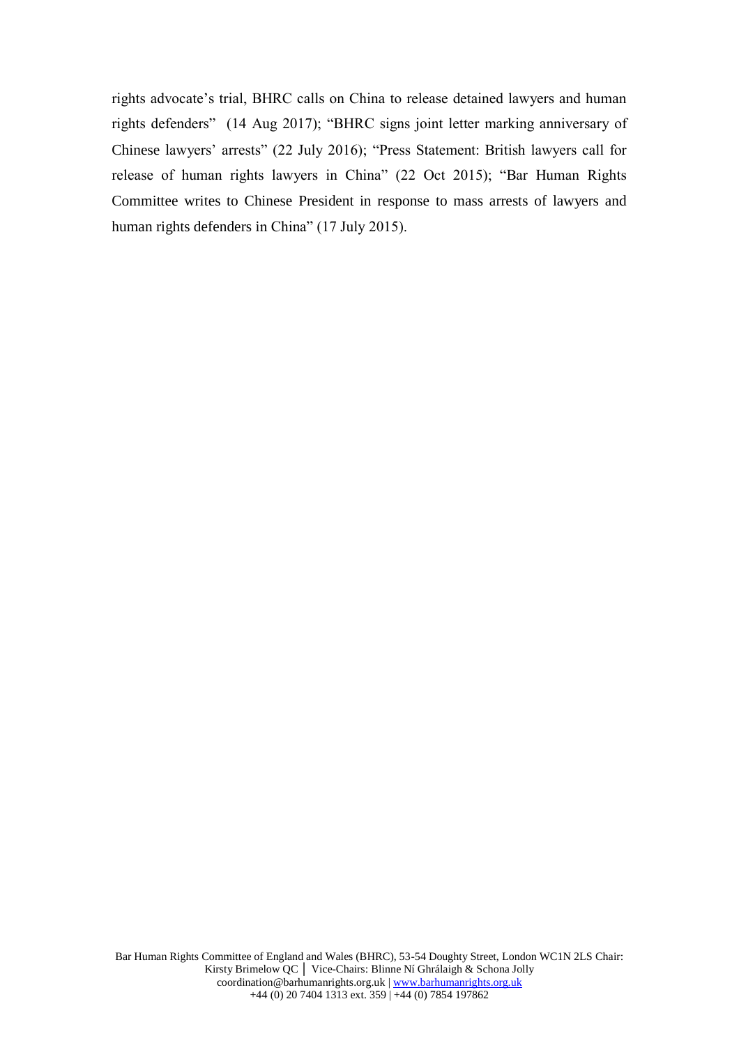rights advocate's trial, BHRC calls on China to release detained lawyers and human rights defenders" (14 Aug 2017); "BHRC signs joint letter marking anniversary of Chinese lawyers' arrests" (22 July 2016); "Press Statement: British lawyers call for release of human rights lawyers in China" (22 Oct 2015); "Bar Human Rights Committee writes to Chinese President in response to mass arrests of lawyers and human rights defenders in China" (17 July 2015).